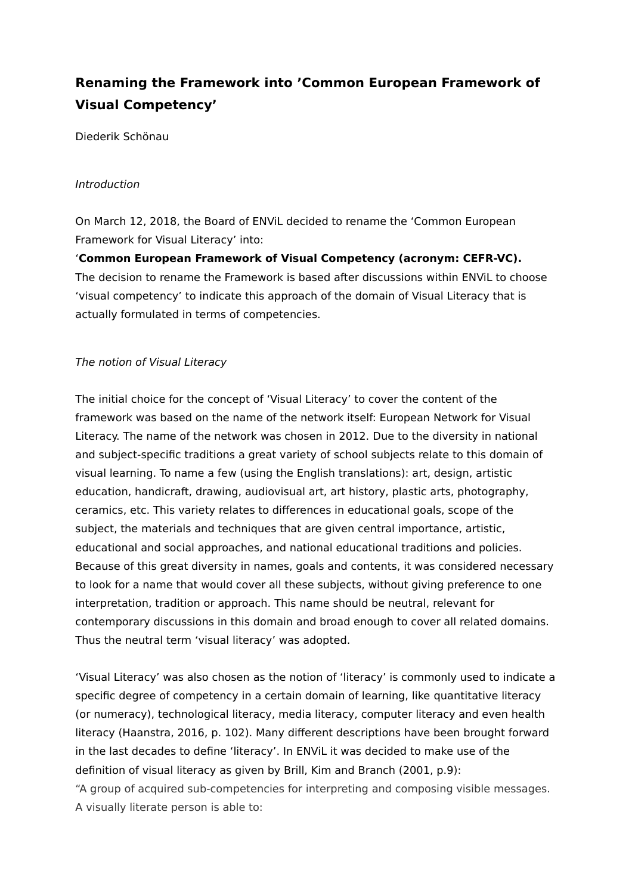# Renaming the Framework into 'Common European Framework of Visual Competency'

Diederik Schönau

*Introduction*

On March 12, 2018, the Board of ENViL decided to rename the 'Common European Framework for Visual Literacy' into:
'**Common European Framework of Visual Competency (acronym: CEFR-VC).**
The decision to rename the Framework is based after discussions within ENViL to choose 'visual competency' to indicate this approach of the domain of Visual Literacy that is actually formulated in terms of competencies.

*The notion of Visual Literacy*

The initial choice for the concept of 'Visual Literacy' to cover the content of the framework was based on the name of the network itself: European Network for Visual Literacy. The name of the network was chosen in 2012. Due to the diversity in national and subject-specific traditions a great variety of school subjects relate to this domain of visual learning. To name a few (using the English translations): art, design, artistic education, handicraft, drawing, audiovisual art, art history, plastic arts, photography, ceramics, etc. This variety relates to differences in educational goals, scope of the subject, the materials and techniques that are given central importance, artistic, educational and social approaches, and national educational traditions and policies. Because of this great diversity in names, goals and contents, it was considered necessary to look for a name that would cover all these subjects, without giving preference to one interpretation, tradition or approach. This name should be neutral, relevant for contemporary discussions in this domain and broad enough to cover all related domains. Thus the neutral term 'visual literacy' was adopted.

'Visual Literacy' was also chosen as the notion of 'literacy' is commonly used to indicate a specific degree of competency in a certain domain of learning, like quantitative literacy (or numeracy), technological literacy, media literacy, computer literacy and even health literacy (Haanstra, 2016, p. 102). Many different descriptions have been brought forward in the last decades to define 'literacy'. In ENViL it was decided to make use of the definition of visual literacy as given by Brill, Kim and Branch (2001, p.9):
"A group of acquired sub-competencies for interpreting and composing visible messages. A visually literate person is able to: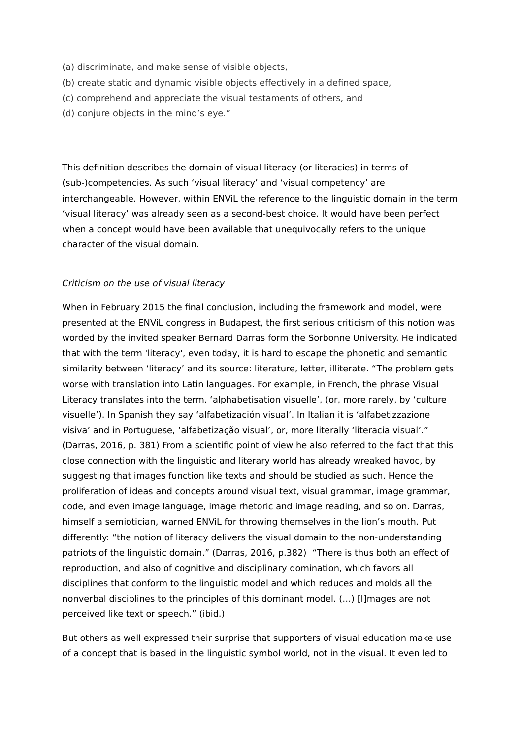(a) discriminate, and make sense of visible objects,
(b) create static and dynamic visible objects effectively in a defined space,
(c) comprehend and appreciate the visual testaments of others, and
(d) conjure objects in the mind's eye."

This definition describes the domain of visual literacy (or literacies) in terms of (sub-)competencies. As such 'visual literacy' and 'visual competency' are interchangeable. However, within ENViL the reference to the linguistic domain in the term 'visual literacy' was already seen as a second-best choice. It would have been perfect when a concept would have been available that unequivocally refers to the unique character of the visual domain.

*Criticism on the use of visual literacy*

When in February 2015 the final conclusion, including the framework and model, were presented at the ENViL congress in Budapest, the first serious criticism of this notion was worded by the invited speaker Bernard Darras form the Sorbonne University. He indicated that with the term 'literacy', even today, it is hard to escape the phonetic and semantic similarity between 'literacy' and its source: literature, letter, illiterate. "The problem gets worse with translation into Latin languages. For example, in French, the phrase Visual Literacy translates into the term, 'alphabetisation visuelle', (or, more rarely, by 'culture visuelle'). In Spanish they say 'alfabetización visual'. In Italian it is 'alfabetizzazione visiva' and in Portuguese, 'alfabetização visual', or, more literally 'literacia visual'." (Darras, 2016, p. 381) From a scientific point of view he also referred to the fact that this close connection with the linguistic and literary world has already wreaked havoc, by suggesting that images function like texts and should be studied as such. Hence the proliferation of ideas and concepts around visual text, visual grammar, image grammar, code, and even image language, image rhetoric and image reading, and so on. Darras, himself a semiotician, warned ENViL for throwing themselves in the lion's mouth. Put differently: "the notion of literacy delivers the visual domain to the non-understanding patriots of the linguistic domain." (Darras, 2016, p.382) "There is thus both an effect of reproduction, and also of cognitive and disciplinary domination, which favors all disciplines that conform to the linguistic model and which reduces and molds all the nonverbal disciplines to the principles of this dominant model. (…) [I]mages are not perceived like text or speech." (ibid.)

But others as well expressed their surprise that supporters of visual education make use of a concept that is based in the linguistic symbol world, not in the visual. It even led to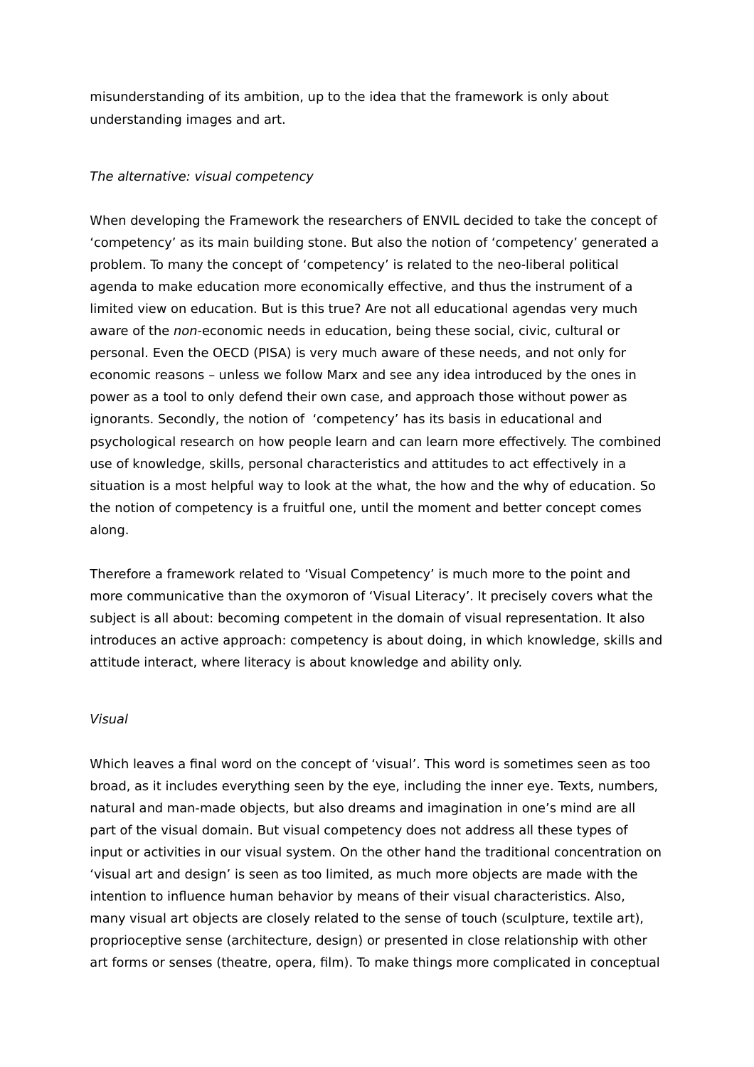misunderstanding of its ambition, up to the idea that the framework is only about understanding images and art.

*The alternative: visual competency*

When developing the Framework the researchers of ENVIL decided to take the concept of 'competency' as its main building stone. But also the notion of 'competency' generated a problem. To many the concept of 'competency' is related to the neo-liberal political agenda to make education more economically effective, and thus the instrument of a limited view on education. But is this true? Are not all educational agendas very much aware of the *non*-economic needs in education, being these social, civic, cultural or personal. Even the OECD (PISA) is very much aware of these needs, and not only for economic reasons – unless we follow Marx and see any idea introduced by the ones in power as a tool to only defend their own case, and approach those without power as ignorants. Secondly, the notion of 'competency' has its basis in educational and psychological research on how people learn and can learn more effectively. The combined use of knowledge, skills, personal characteristics and attitudes to act effectively in a situation is a most helpful way to look at the what, the how and the why of education. So the notion of competency is a fruitful one, until the moment and better concept comes along.

Therefore a framework related to 'Visual Competency' is much more to the point and more communicative than the oxymoron of 'Visual Literacy'. It precisely covers what the subject is all about: becoming competent in the domain of visual representation. It also introduces an active approach: competency is about doing, in which knowledge, skills and attitude interact, where literacy is about knowledge and ability only.

*Visual*

Which leaves a final word on the concept of 'visual'. This word is sometimes seen as too broad, as it includes everything seen by the eye, including the inner eye. Texts, numbers, natural and man-made objects, but also dreams and imagination in one's mind are all part of the visual domain. But visual competency does not address all these types of input or activities in our visual system. On the other hand the traditional concentration on 'visual art and design' is seen as too limited, as much more objects are made with the intention to influence human behavior by means of their visual characteristics. Also, many visual art objects are closely related to the sense of touch (sculpture, textile art), proprioceptive sense (architecture, design) or presented in close relationship with other art forms or senses (theatre, opera, film). To make things more complicated in conceptual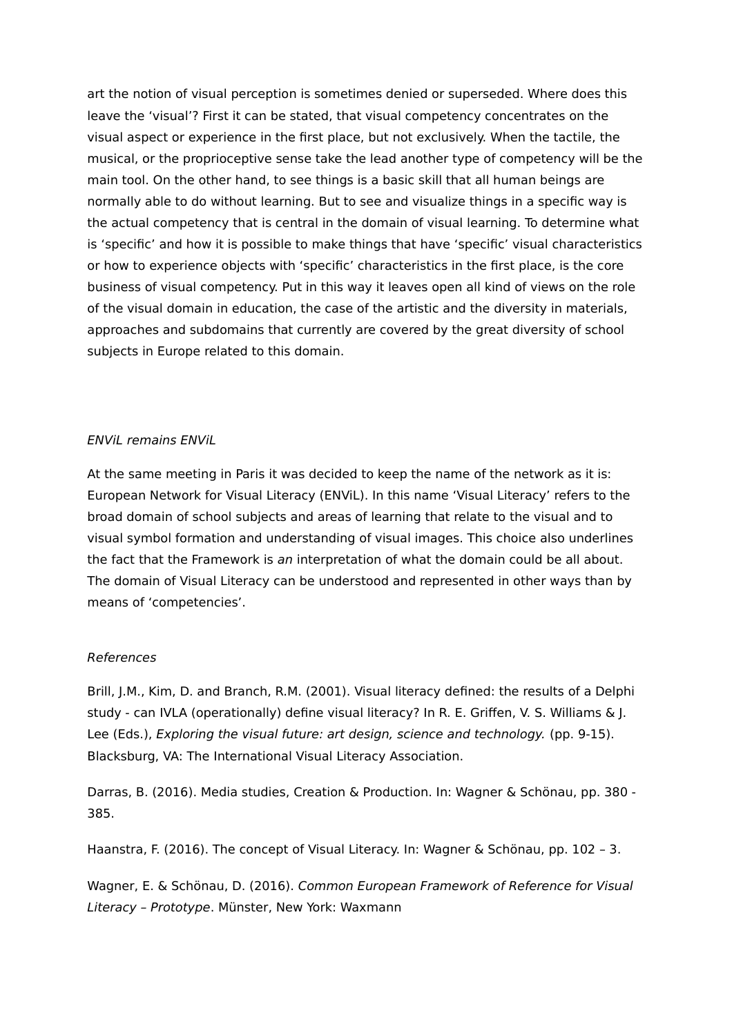art the notion of visual perception is sometimes denied or superseded. Where does this leave the 'visual'? First it can be stated, that visual competency concentrates on the visual aspect or experience in the first place, but not exclusively. When the tactile, the musical, or the proprioceptive sense take the lead another type of competency will be the main tool. On the other hand, to see things is a basic skill that all human beings are normally able to do without learning. But to see and visualize things in a specific way is the actual competency that is central in the domain of visual learning. To determine what is 'specific' and how it is possible to make things that have 'specific' visual characteristics or how to experience objects with 'specific' characteristics in the first place, is the core business of visual competency. Put in this way it leaves open all kind of views on the role of the visual domain in education, the case of the artistic and the diversity in materials, approaches and subdomains that currently are covered by the great diversity of school subjects in Europe related to this domain.

*ENViL remains ENViL*

At the same meeting in Paris it was decided to keep the name of the network as it is: European Network for Visual Literacy (ENViL). In this name 'Visual Literacy' refers to the broad domain of school subjects and areas of learning that relate to the visual and to visual symbol formation and understanding of visual images. This choice also underlines the fact that the Framework is *an* interpretation of what the domain could be all about. The domain of Visual Literacy can be understood and represented in other ways than by means of 'competencies'.

*References*

Brill, J.M., Kim, D. and Branch, R.M. (2001). Visual literacy defined: the results of a Delphi study - can IVLA (operationally) define visual literacy? In R. E. Griffen, V. S. Williams & J. Lee (Eds.), *Exploring the visual future: art design, science and technology.* (pp. 9-15). Blacksburg, VA: The International Visual Literacy Association.

Darras, B. (2016). Media studies, Creation & Production. In: Wagner & Schönau, pp. 380 - 385.

Haanstra, F. (2016). The concept of Visual Literacy. In: Wagner & Schönau, pp. 102 – 3.

Wagner, E. & Schönau, D. (2016). *Common European Framework of Reference for Visual Literacy – Prototype*. Münster, New York: Waxmann